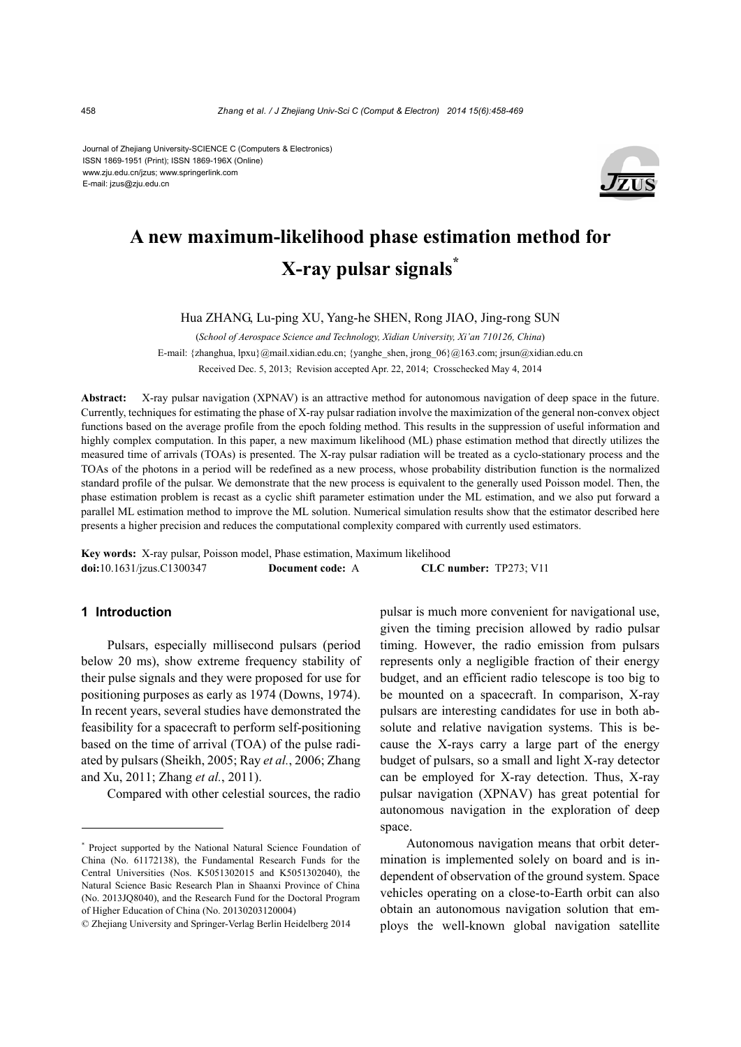Journal of Zhejiang University-SCIENCE C (Computers & Electronics)
ISSN 1869-1951 (Print); ISSN 1869-196X (Online)
www.zju.edu.cn/jzus; www.springerlink.com
E-mail: jzus@zju.edu.cn

# A new maximum-likelihood phase estimation method for X-ray pulsar signals*

Hua ZHANG, Lu-ping XU, Yang-he SHEN, Rong JIAO, Jing-rong SUN

(*School of Aerospace Science and Technology, Xidian University, Xi'an 710126, China*)

E-mail: {zhanghua, lpxu}@mail.xidian.edu.cn; {yanghe_shen, jrong_06}@163.com; jrsun@xidian.edu.cn

Received Dec. 5, 2013; Revision accepted Apr. 22, 2014; Crosschecked May 4, 2014

**Abstract:** X-ray pulsar navigation (XPNAV) is an attractive method for autonomous navigation of deep space in the future. Currently, techniques for estimating the phase of X-ray pulsar radiation involve the maximization of the general non-convex object functions based on the average profile from the epoch folding method. This results in the suppression of useful information and highly complex computation. In this paper, a new maximum likelihood (ML) phase estimation method that directly utilizes the measured time of arrivals (TOAs) is presented. The X-ray pulsar radiation will be treated as a cyclo-stationary process and the TOAs of the photons in a period will be redefined as a new process, whose probability distribution function is the normalized standard profile of the pulsar. We demonstrate that the new process is equivalent to the generally used Poisson model. Then, the phase estimation problem is recast as a cyclic shift parameter estimation under the ML estimation, and we also put forward a parallel ML estimation method to improve the ML solution. Numerical simulation results show that the estimator described here presents a higher precision and reduces the computational complexity compared with currently used estimators.

**Key words:** X-ray pulsar, Poisson model, Phase estimation, Maximum likelihood

**doi:**10.1631/jzus.C1300347 **Document code:** A **CLC number:** TP273; V11

## 1 Introduction

Pulsars, especially millisecond pulsars (period below 20 ms), show extreme frequency stability of their pulse signals and they were proposed for use for positioning purposes as early as 1974 (Downs, 1974). In recent years, several studies have demonstrated the feasibility for a spacecraft to perform self-positioning based on the time of arrival (TOA) of the pulse radiated by pulsars (Sheikh, 2005; Ray *et al.*, 2006; Zhang and Xu, 2011; Zhang *et al.*, 2011).

Compared with other celestial sources, the radio pulsar is much more convenient for navigational use, given the timing precision allowed by radio pulsar timing. However, the radio emission from pulsars represents only a negligible fraction of their energy budget, and an efficient radio telescope is too big to be mounted on a spacecraft. In comparison, X-ray pulsars are interesting candidates for use in both absolute and relative navigation systems. This is because the X-rays carry a large part of the energy budget of pulsars, so a small and light X-ray detector can be employed for X-ray detection. Thus, X-ray pulsar navigation (XPNAV) has great potential for autonomous navigation in the exploration of deep space.

Autonomous navigation means that orbit determination is implemented solely on board and is independent of observation of the ground system. Space vehicles operating on a close-to-Earth orbit can also obtain an autonomous navigation solution that employs the well-known global navigation satellite

---

* Project supported by the National Natural Science Foundation of China (No. 61172138), the Fundamental Research Funds for the Central Universities (Nos. K5051302015 and K5051302040), the Natural Science Basic Research Plan in Shaanxi Province of China (No. 2013JQ8040), and the Research Fund for the Doctoral Program of Higher Education of China (No. 20130203120004)

© Zhejiang University and Springer-Verlag Berlin Heidelberg 2014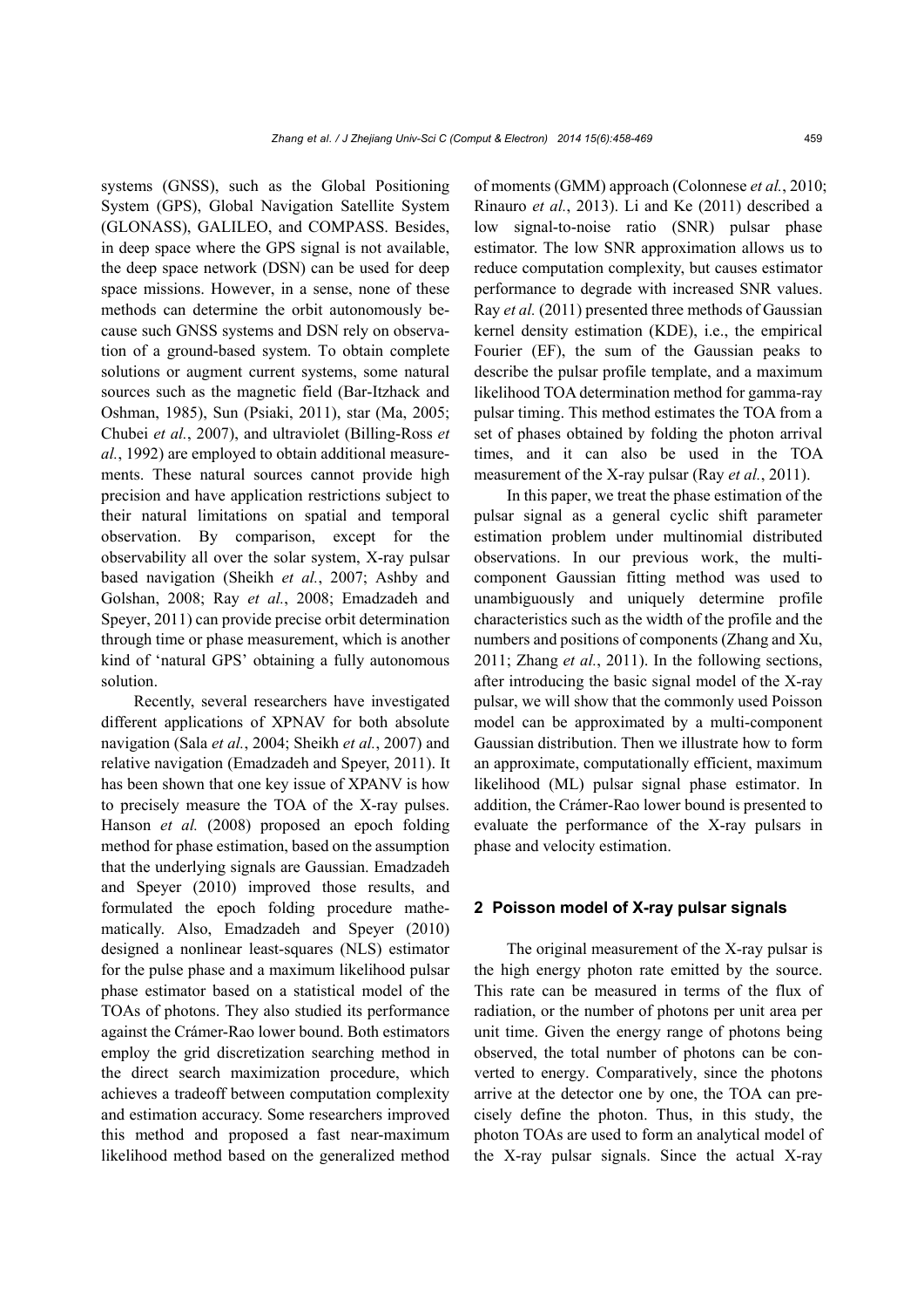systems (GNSS), such as the Global Positioning System (GPS), Global Navigation Satellite System (GLONASS), GALILEO, and COMPASS. Besides, in deep space where the GPS signal is not available, the deep space network (DSN) can be used for deep space missions. However, in a sense, none of these methods can determine the orbit autonomously because such GNSS systems and DSN rely on observation of a ground-based system. To obtain complete solutions or augment current systems, some natural sources such as the magnetic field (Bar-Itzhack and Oshman, 1985), Sun (Psiaki, 2011), star (Ma, 2005; Chubei *et al.*, 2007), and ultraviolet (Billing-Ross *et al.*, 1992) are employed to obtain additional measurements. These natural sources cannot provide high precision and have application restrictions subject to their natural limitations on spatial and temporal observation. By comparison, except for the observability all over the solar system, X-ray pulsar based navigation (Sheikh *et al.*, 2007; Ashby and Golshan, 2008; Ray *et al.*, 2008; Emadzadeh and Speyer, 2011) can provide precise orbit determination through time or phase measurement, which is another kind of 'natural GPS' obtaining a fully autonomous solution.

Recently, several researchers have investigated different applications of XPNAV for both absolute navigation (Sala *et al.*, 2004; Sheikh *et al.*, 2007) and relative navigation (Emadzadeh and Speyer, 2011). It has been shown that one key issue of XPANV is how to precisely measure the TOA of the X-ray pulses. Hanson *et al.* (2008) proposed an epoch folding method for phase estimation, based on the assumption that the underlying signals are Gaussian. Emadzadeh and Speyer (2010) improved those results, and formulated the epoch folding procedure mathematically. Also, Emadzadeh and Speyer (2010) designed a nonlinear least-squares (NLS) estimator for the pulse phase and a maximum likelihood pulsar phase estimator based on a statistical model of the TOAs of photons. They also studied its performance against the Crámer-Rao lower bound. Both estimators employ the grid discretization searching method in the direct search maximization procedure, which achieves a tradeoff between computation complexity and estimation accuracy. Some researchers improved this method and proposed a fast near-maximum likelihood method based on the generalized method of moments (GMM) approach (Colonnese *et al.*, 2010; Rinauro *et al.*, 2013). Li and Ke (2011) described a low signal-to-noise ratio (SNR) pulsar phase estimator. The low SNR approximation allows us to reduce computation complexity, but causes estimator performance to degrade with increased SNR values. Ray *et al.* (2011) presented three methods of Gaussian kernel density estimation (KDE), i.e., the empirical Fourier (EF), the sum of the Gaussian peaks to describe the pulsar profile template, and a maximum likelihood TOA determination method for gamma-ray pulsar timing. This method estimates the TOA from a set of phases obtained by folding the photon arrival times, and it can also be used in the TOA measurement of the X-ray pulsar (Ray *et al.*, 2011).

In this paper, we treat the phase estimation of the pulsar signal as a general cyclic shift parameter estimation problem under multinomial distributed observations. In our previous work, the multi-component Gaussian fitting method was used to unambiguously and uniquely determine profile characteristics such as the width of the profile and the numbers and positions of components (Zhang and Xu, 2011; Zhang *et al.*, 2011). In the following sections, after introducing the basic signal model of the X-ray pulsar, we will show that the commonly used Poisson model can be approximated by a multi-component Gaussian distribution. Then we illustrate how to form an approximate, computationally efficient, maximum likelihood (ML) pulsar signal phase estimator. In addition, the Crámer-Rao lower bound is presented to evaluate the performance of the X-ray pulsars in phase and velocity estimation.

## 2 Poisson model of X-ray pulsar signals

The original measurement of the X-ray pulsar is the high energy photon rate emitted by the source. This rate can be measured in terms of the flux of radiation, or the number of photons per unit area per unit time. Given the energy range of photons being observed, the total number of photons can be converted to energy. Comparatively, since the photons arrive at the detector one by one, the TOA can precisely define the photon. Thus, in this study, the photon TOAs are used to form an analytical model of the X-ray pulsar signals. Since the actual X-ray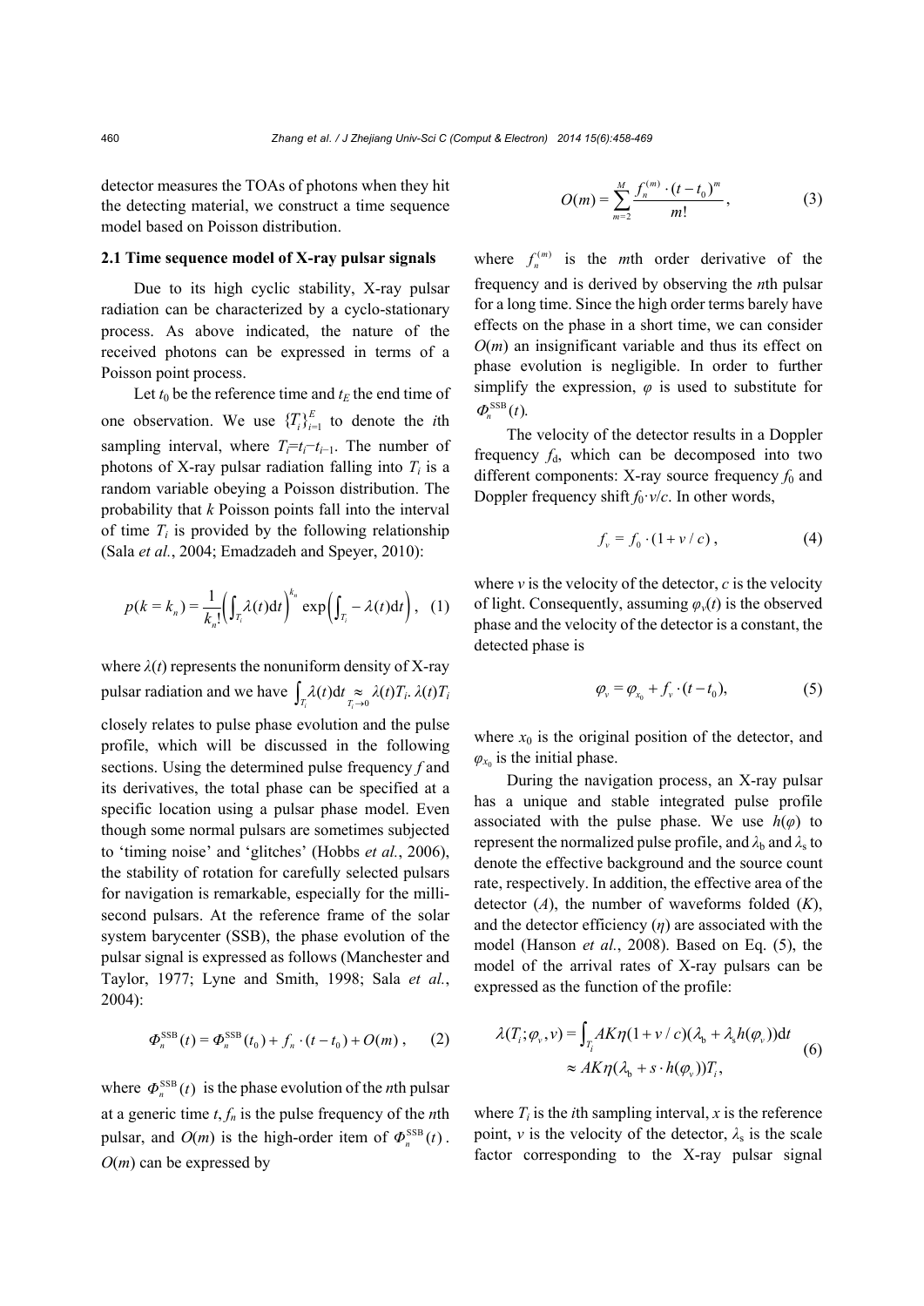detector measures the TOAs of photons when they hit the detecting material, we construct a time sequence model based on Poisson distribution.

### 2.1 Time sequence model of X-ray pulsar signals

Due to its high cyclic stability, X-ray pulsar radiation can be characterized by a cyclo-stationary process. As above indicated, the nature of the received photons can be expressed in terms of a Poisson point process.

Let $t_0$ be the reference time and $t_E$ the end time of one observation. We use $\{T_i\}_{i=1}^{E}$ to denote the $i$th sampling interval, where $T_i=t_i-t_{i-1}$. The number of photons of X-ray pulsar radiation falling into $T_i$ is a random variable obeying a Poisson distribution. The probability that $k$ Poisson points fall into the interval of time $T_i$ is provided by the following relationship (Sala *et al.*, 2004; Emadzadeh and Speyer, 2010):

$$p(k=k_n)=\frac{1}{k_n!}\left(\int_{T_i}\lambda(t)\mathrm{d}t\right)^{k_n}\exp\left(\int_{T_i}-\lambda(t)\mathrm{d}t\right), \quad (1)$$

where $\lambda(t)$ represents the nonuniform density of X-ray pulsar radiation and we have $\int_{T_i}\lambda(t)\mathrm{d}t \underset{T_i\to 0}{\approx} \lambda(t)T_i$. $\lambda(t)T_i$ closely relates to pulse phase evolution and the pulse profile, which will be discussed in the following sections. Using the determined pulse frequency $f$ and its derivatives, the total phase can be specified at a specific location using a pulsar phase model. Even though some normal pulsars are sometimes subjected to 'timing noise' and 'glitches' (Hobbs *et al.*, 2006), the stability of rotation for carefully selected pulsars for navigation is remarkable, especially for the millisecond pulsars. At the reference frame of the solar system barycenter (SSB), the phase evolution of the pulsar signal is expressed as follows (Manchester and Taylor, 1977; Lyne and Smith, 1998; Sala *et al.*, 2004):

$$\Phi_n^{\text{SSB}}(t)=\Phi_n^{\text{SSB}}(t_0)+f_n\cdot(t-t_0)+O(m), \quad (2)$$

where $\Phi_n^{\text{SSB}}(t)$ is the phase evolution of the $n$th pulsar at a generic time $t$, $f_n$ is the pulse frequency of the $n$th pulsar, and $O(m)$ is the high-order item of $\Phi_n^{\text{SSB}}(t)$. $O(m)$ can be expressed by

$$O(m)=\sum_{m=2}^{M}\frac{f_n^{(m)}\cdot(t-t_0)^m}{m!}, \quad (3)$$

where $f_n^{(m)}$ is the $m$th order derivative of the frequency and is derived by observing the $n$th pulsar for a long time. Since the high order terms barely have effects on the phase in a short time, we can consider $O(m)$ an insignificant variable and thus its effect on phase evolution is negligible. In order to further simplify the expression, $\varphi$ is used to substitute for $\Phi_n^{\text{SSB}}(t)$.

The velocity of the detector results in a Doppler frequency $f_d$, which can be decomposed into two different components: X-ray source frequency $f_0$ and Doppler frequency shift $f_0\cdot v/c$. In other words,

$$f_v=f_0\cdot(1+v/c), \quad (4)$$

where $v$ is the velocity of the detector, $c$ is the velocity of light. Consequently, assuming $\varphi_v(t)$ is the observed phase and the velocity of the detector is a constant, the detected phase is

$$\varphi_v=\varphi_{x_0}+f_v\cdot(t-t_0), \quad (5)$$

where $x_0$ is the original position of the detector, and $\varphi_{x_0}$ is the initial phase.

During the navigation process, an X-ray pulsar has a unique and stable integrated pulse profile associated with the pulse phase. We use $h(\varphi)$ to represent the normalized pulse profile, and $\lambda_b$ and $\lambda_s$ to denote the effective background and the source count rate, respectively. In addition, the effective area of the detector ($A$), the number of waveforms folded ($K$), and the detector efficiency ($\eta$) are associated with the model (Hanson *et al.*, 2008). Based on Eq. (5), the model of the arrival rates of X-ray pulsars can be expressed as the function of the profile:

$$\begin{aligned}\lambda(T_i;\varphi_v,v)&=\int_{T_i}AK\eta(1+v/c)(\lambda_b+\lambda_s h(\varphi_v))\mathrm{d}t\\&\approx AK\eta(\lambda_b+s\cdot h(\varphi_v))T_i,\end{aligned} \quad (6)$$

where $T_i$ is the $i$th sampling interval, $x$ is the reference point, $v$ is the velocity of the detector, $\lambda_s$ is the scale factor corresponding to the X-ray pulsar signal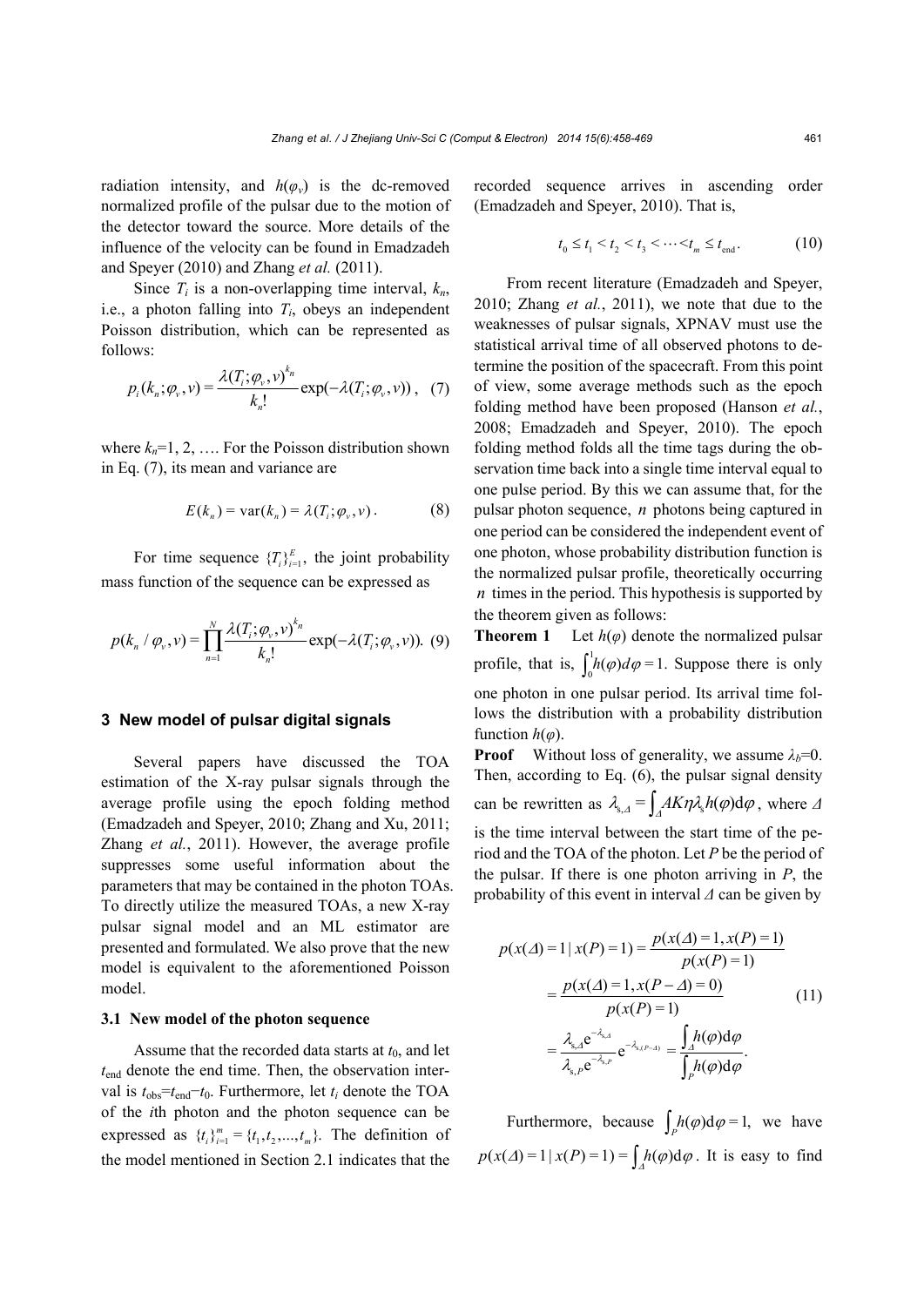radiation intensity, and $h(\varphi_v)$ is the dc-removed normalized profile of the pulsar due to the motion of the detector toward the source. More details of the influence of the velocity can be found in Emadzadeh and Speyer (2010) and Zhang *et al.* (2011).

Since $T_i$ is a non-overlapping time interval, $k_n$, i.e., a photon falling into $T_i$, obeys an independent Poisson distribution, which can be represented as follows:

$$p_i(k_n;\varphi_v,v)=\frac{\lambda(T_i;\varphi_v,v)^{k_n}}{k_n!}\exp(-\lambda(T_i;\varphi_v,v)), \quad (7)$$

where $k_n$=1, 2, …. For the Poisson distribution shown in Eq. (7), its mean and variance are

$$E(k_n)=\mathrm{var}(k_n)=\lambda(T_i;\varphi_v,v). \quad (8)$$

For time sequence $\{T_i\}_{i=1}^{E}$, the joint probability mass function of the sequence can be expressed as

$$p(k_n/\varphi_v,v)=\prod_{n=1}^{N}\frac{\lambda(T_i;\varphi_v,v)^{k_n}}{k_n!}\exp(-\lambda(T_i;\varphi_v,v)). \quad (9)$$

## 3 New model of pulsar digital signals

Several papers have discussed the TOA estimation of the X-ray pulsar signals through the average profile using the epoch folding method (Emadzadeh and Speyer, 2010; Zhang and Xu, 2011; Zhang *et al.*, 2011). However, the average profile suppresses some useful information about the parameters that may be contained in the photon TOAs. To directly utilize the measured TOAs, a new X-ray pulsar signal model and an ML estimator are presented and formulated. We also prove that the new model is equivalent to the aforementioned Poisson model.

### 3.1 New model of the photon sequence

Assume that the recorded data starts at $t_0$, and let $t_{\mathrm{end}}$ denote the end time. Then, the observation interval is $t_{\mathrm{obs}}=t_{\mathrm{end}}-t_0$. Furthermore, let $t_i$ denote the TOA of the $i$th photon and the photon sequence can be expressed as $\{t_i\}_{i=1}^{m}=\{t_1,t_2,...,t_m\}$. The definition of the model mentioned in Section 2.1 indicates that the recorded sequence arrives in ascending order (Emadzadeh and Speyer, 2010). That is,

$$t_0\le t_1<t_2<t_3<\cdots<t_m\le t_{\mathrm{end}}. \quad (10)$$

From recent literature (Emadzadeh and Speyer, 2010; Zhang *et al.*, 2011), we note that due to the weaknesses of pulsar signals, XPNAV must use the statistical arrival time of all observed photons to determine the position of the spacecraft. From this point of view, some average methods such as the epoch folding method have been proposed (Hanson *et al.*, 2008; Emadzadeh and Speyer, 2010). The epoch folding method folds all the time tags during the observation time back into a single time interval equal to one pulse period. By this we can assume that, for the pulsar photon sequence, $n$ photons being captured in one period can be considered the independent event of one photon, whose probability distribution function is the normalized pulsar profile, theoretically occurring $n$ times in the period. This hypothesis is supported by the theorem given as follows:

**Theorem 1** Let $h(\varphi)$ denote the normalized pulsar profile, that is, $\int_0^1 h(\varphi)d\varphi=1$. Suppose there is only one photon in one pulsar period. Its arrival time follows the distribution with a probability distribution function $h(\varphi)$.

**Proof** Without loss of generality, we assume $\lambda_b$=0. Then, according to Eq. (6), the pulsar signal density can be rewritten as $\lambda_{\mathrm{s},\Delta}=\int_{\Delta}AK\eta\lambda_{\mathrm{s}}h(\varphi)\mathrm{d}\varphi$, where $\Delta$ is the time interval between the start time of the period and the TOA of the photon. Let $P$ be the period of the pulsar. If there is one photon arriving in $P$, the probability of this event in interval $\Delta$ can be given by

$$\begin{aligned}p(x(\Delta)=1\mid x(P)=1)&=\frac{p(x(\Delta)=1,x(P)=1)}{p(x(P)=1)}\\&=\frac{p(x(\Delta)=1,x(P-\Delta)=0)}{p(x(P)=1)}\\&=\frac{\lambda_{\mathrm{s},\Delta}\mathrm{e}^{-\lambda_{\mathrm{s},\Delta}}}{\lambda_{\mathrm{s},P}\mathrm{e}^{-\lambda_{\mathrm{s},P}}}\mathrm{e}^{-\lambda_{\mathrm{s},(P-\Delta)}}=\frac{\int_{\Delta}h(\varphi)\mathrm{d}\varphi}{\int_{P}h(\varphi)\mathrm{d}\varphi}.\end{aligned} \quad (11)$$

Furthermore, because $\int_P h(\varphi)\mathrm{d}\varphi=1$, we have $p(x(\Delta)=1\mid x(P)=1)=\int_{\Delta}h(\varphi)\mathrm{d}\varphi$. It is easy to find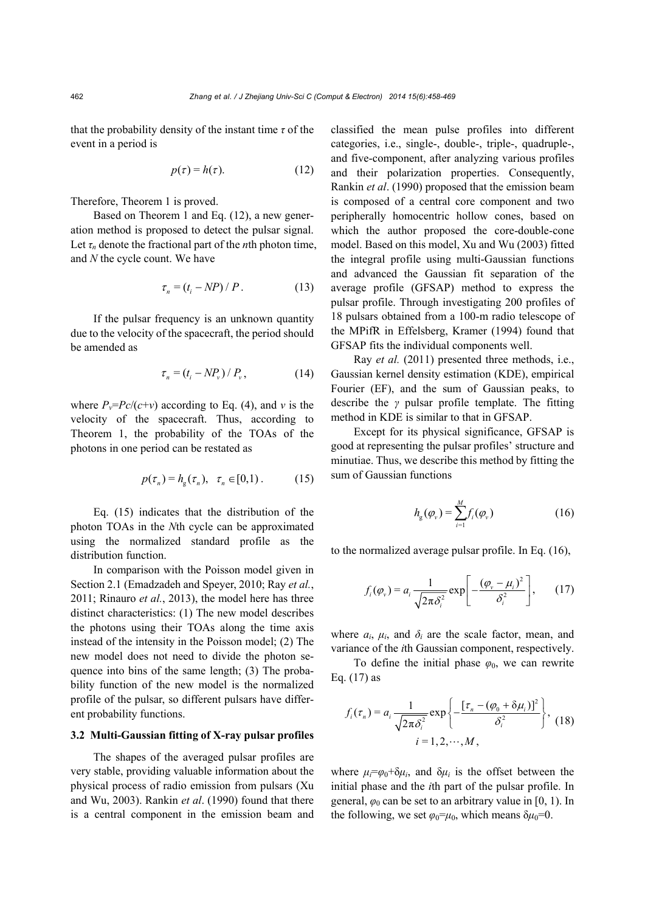that the probability density of the instant time $\tau$ of the event in a period is

$$p(\tau) = h(\tau). \tag{12}$$

Therefore, Theorem 1 is proved.

Based on Theorem 1 and Eq. (12), a new generation method is proposed to detect the pulsar signal. Let $\tau_n$ denote the fractional part of the $n$th photon time, and $N$ the cycle count. We have

$$\tau_n = (t_i - NP) / P. \tag{13}$$

If the pulsar frequency is an unknown quantity due to the velocity of the spacecraft, the period should be amended as

$$\tau_n = (t_i - NP_v) / P_v, \tag{14}$$

where $P_v=Pc/(c+v)$ according to Eq. (4), and $v$ is the velocity of the spacecraft. Thus, according to Theorem 1, the probability of the TOAs of the photons in one period can be restated as

$$p(\tau_n) = h_{\mathrm{g}}(\tau_n), \quad \tau_n \in [0,1). \tag{15}$$

Eq. (15) indicates that the distribution of the photon TOAs in the $N$th cycle can be approximated using the normalized standard profile as the distribution function.

In comparison with the Poisson model given in Section 2.1 (Emadzadeh and Speyer, 2010; Ray *et al.*, 2011; Rinauro *et al.*, 2013), the model here has three distinct characteristics: (1) The new model describes the photons using their TOAs along the time axis instead of the intensity in the Poisson model; (2) The new model does not need to divide the photon sequence into bins of the same length; (3) The probability function of the new model is the normalized profile of the pulsar, so different pulsars have different probability functions.

### 3.2 Multi-Gaussian fitting of X-ray pulsar profiles

The shapes of the averaged pulsar profiles are very stable, providing valuable information about the physical process of radio emission from pulsars (Xu and Wu, 2003). Rankin *et al*. (1990) found that there is a central component in the emission beam and classified the mean pulse profiles into different categories, i.e., single-, double-, triple-, quadruple-, and five-component, after analyzing various profiles and their polarization properties. Consequently, Rankin *et al*. (1990) proposed that the emission beam is composed of a central core component and two peripherally homocentric hollow cones, based on which the author proposed the core-double-cone model. Based on this model, Xu and Wu (2003) fitted the integral profile using multi-Gaussian functions and advanced the Gaussian fit separation of the average profile (GFSAP) method to express the pulsar profile. Through investigating 200 profiles of 18 pulsars obtained from a 100-m radio telescope of the MPifR in Effelsberg, Kramer (1994) found that GFSAP fits the individual components well.

Ray *et al.* (2011) presented three methods, i.e., Gaussian kernel density estimation (KDE), empirical Fourier (EF), and the sum of Gaussian peaks, to describe the $\gamma$ pulsar profile template. The fitting method in KDE is similar to that in GFSAP.

Except for its physical significance, GFSAP is good at representing the pulsar profiles' structure and minutiae. Thus, we describe this method by fitting the sum of Gaussian functions

$$h_{\mathrm{g}}(\varphi_v) = \sum_{i=1}^{M} f_i(\varphi_v) \tag{16}$$

to the normalized average pulsar profile. In Eq. (16),

$$f_i(\varphi_v) = a_i \frac{1}{\sqrt{2\pi\delta_i^2}} \exp\left[-\frac{(\varphi_v - \mu_i)^2}{\delta_i^2}\right], \tag{17}$$

where $a_i$, $\mu_i$, and $\delta_i$ are the scale factor, mean, and variance of the $i$th Gaussian component, respectively.

To define the initial phase $\varphi_0$, we can rewrite Eq. (17) as

$$f_i(\tau_n) = a_i \frac{1}{\sqrt{2\pi\delta_i^2}} \exp\left\{-\frac{[\tau_n - (\varphi_0 + \delta\mu_i)]^2}{\delta_i^2}\right\}, \quad i = 1, 2, \cdots, M, \tag{18}$$

where $\mu_i=\varphi_0+\delta\mu_i$, and $\delta\mu_i$ is the offset between the initial phase and the $i$th part of the pulsar profile. In general, $\varphi_0$ can be set to an arbitrary value in [0, 1). In the following, we set $\varphi_0=\mu_0$, which means $\delta\mu_0=0$.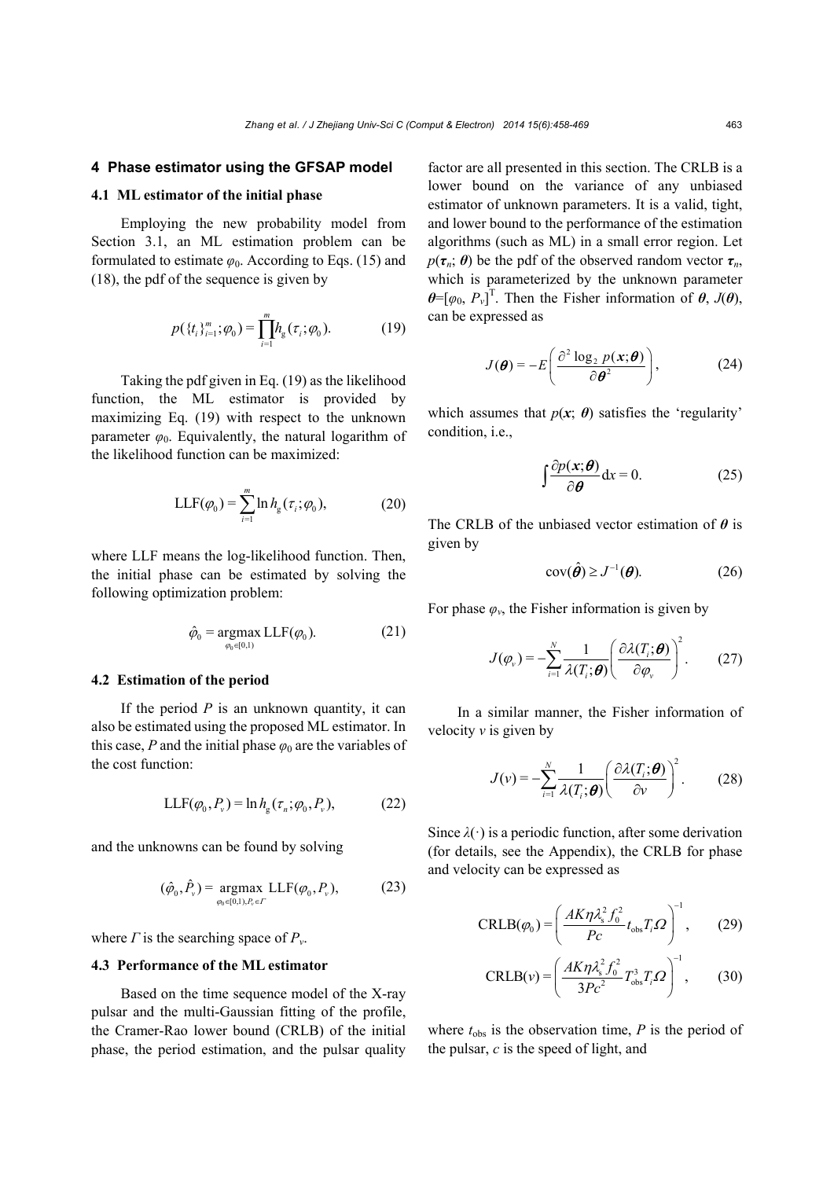## 4 Phase estimator using the GFSAP model

### 4.1 ML estimator of the initial phase

Employing the new probability model from Section 3.1, an ML estimation problem can be formulated to estimate $\varphi_0$. According to Eqs. (15) and (18), the pdf of the sequence is given by

$$p(\{t_i\}_{i=1}^{m};\varphi_0)=\prod_{i=1}^{m}h_{\mathrm{g}}(\tau_i;\varphi_0). \tag{19}$$

Taking the pdf given in Eq. (19) as the likelihood function, the ML estimator is provided by maximizing Eq. (19) with respect to the unknown parameter $\varphi_0$. Equivalently, the natural logarithm of the likelihood function can be maximized:

$$\mathrm{LLF}(\varphi_0)=\sum_{i=1}^{m}\ln h_{\mathrm{g}}(\tau_i;\varphi_0), \tag{20}$$

where LLF means the log-likelihood function. Then, the initial phase can be estimated by solving the following optimization problem:

$$\hat{\varphi}_0=\underset{\varphi_0\in[0,1)}{\operatorname{argmax}}\,\mathrm{LLF}(\varphi_0). \tag{21}$$

### 4.2 Estimation of the period

If the period $P$ is an unknown quantity, it can also be estimated using the proposed ML estimator. In this case, $P$ and the initial phase $\varphi_0$ are the variables of the cost function:

$$\mathrm{LLF}(\varphi_0,P_v)=\ln h_{\mathrm{g}}(\tau_n;\varphi_0,P_v), \tag{22}$$

and the unknowns can be found by solving

$$(\hat{\varphi}_0,\hat{P}_v)=\underset{\varphi_0\in[0,1),P_v\in\Gamma}{\operatorname{argmax}}\,\mathrm{LLF}(\varphi_0,P_v), \tag{23}$$

where $\Gamma$ is the searching space of $P_v$.

### 4.3 Performance of the ML estimator

Based on the time sequence model of the X-ray pulsar and the multi-Gaussian fitting of the profile, the Cramer-Rao lower bound (CRLB) of the initial phase, the period estimation, and the pulsar quality factor are all presented in this section. The CRLB is a lower bound on the variance of any unbiased estimator of unknown parameters. It is a valid, tight, and lower bound to the performance of the estimation algorithms (such as ML) in a small error region. Let $p(\boldsymbol{\tau}_n;\boldsymbol{\theta})$ be the pdf of the observed random vector $\boldsymbol{\tau}_n$, which is parameterized by the unknown parameter $\boldsymbol{\theta}=[\varphi_0, P_v]^{\mathrm{T}}$. Then the Fisher information of $\boldsymbol{\theta}$, $J(\boldsymbol{\theta})$, can be expressed as

$$J(\boldsymbol{\theta})=-E\left(\frac{\partial^2\log_2 p(\boldsymbol{x};\boldsymbol{\theta})}{\partial\boldsymbol{\theta}^2}\right), \tag{24}$$

which assumes that $p(\boldsymbol{x};\boldsymbol{\theta})$ satisfies the 'regularity' condition, i.e.,

$$\int\frac{\partial p(\boldsymbol{x};\boldsymbol{\theta})}{\partial\boldsymbol{\theta}}\mathrm{d}x=0. \tag{25}$$

The CRLB of the unbiased vector estimation of $\boldsymbol{\theta}$ is given by

$$\mathrm{cov}(\hat{\boldsymbol{\theta}})\geq J^{-1}(\boldsymbol{\theta}). \tag{26}$$

For phase $\varphi_v$, the Fisher information is given by

$$J(\varphi_v)=-\sum_{i=1}^{N}\frac{1}{\lambda(T_i;\boldsymbol{\theta})}\left(\frac{\partial\lambda(T_i;\boldsymbol{\theta})}{\partial\varphi_v}\right)^2. \tag{27}$$

In a similar manner, the Fisher information of velocity $v$ is given by

$$J(v)=-\sum_{i=1}^{N}\frac{1}{\lambda(T_i;\boldsymbol{\theta})}\left(\frac{\partial\lambda(T_i;\boldsymbol{\theta})}{\partial v}\right)^2. \tag{28}$$

Since $\lambda(\cdot)$ is a periodic function, after some derivation (for details, see the Appendix), the CRLB for phase and velocity can be expressed as

$$\mathrm{CRLB}(\varphi_0)=\left(\frac{AK\eta\lambda_{\mathrm{s}}^2 f_0^2}{Pc}t_{\mathrm{obs}}T_i\Omega\right)^{-1}, \tag{29}$$

$$\mathrm{CRLB}(v)=\left(\frac{AK\eta\lambda_{\mathrm{s}}^2 f_0^2}{3Pc^2}T_{\mathrm{obs}}^3T_i\Omega\right)^{-1}, \tag{30}$$

where $t_{\mathrm{obs}}$ is the observation time, $P$ is the period of the pulsar, $c$ is the speed of light, and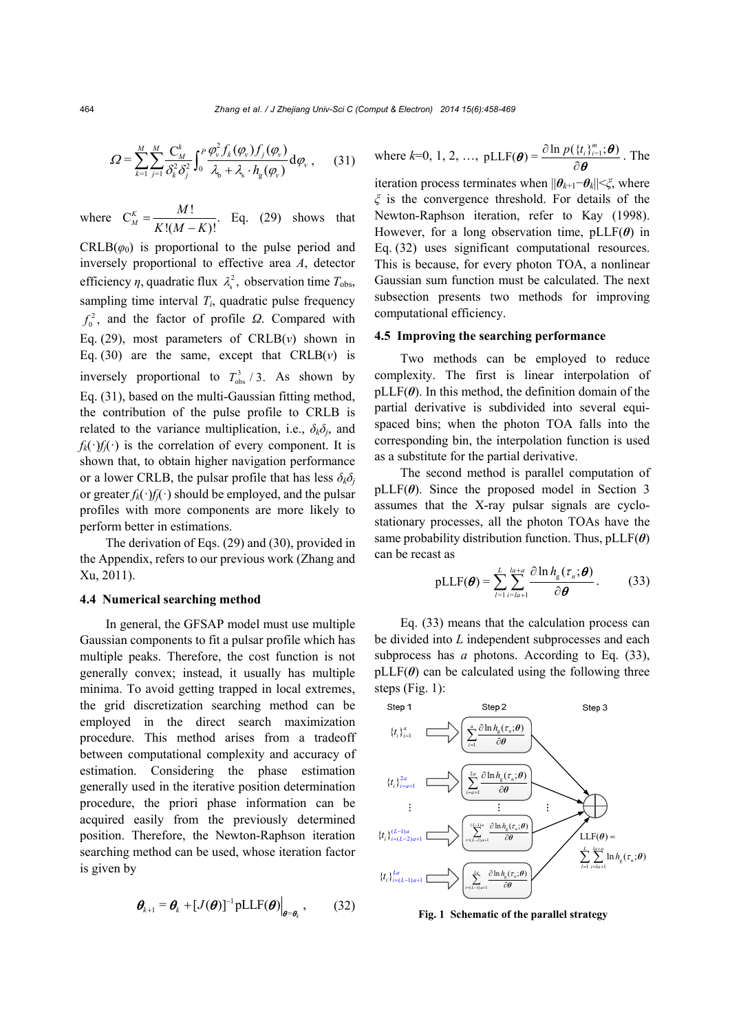$$\Omega = \sum_{k=1}^{M}\sum_{j=1}^{M}\frac{C_M^k}{\delta_k^2\delta_j^2}\int_0^P \frac{\varphi_v^2 f_k(\varphi_v) f_j(\varphi_v)}{\lambda_b + \lambda_s \cdot h_g(\varphi_v)}\mathrm{d}\varphi_v, \tag{31}$$

where $C_M^K = \dfrac{M!}{K!(M-K)!}$. Eq. (29) shows that CRLB($\varphi_0$) is proportional to the pulse period and inversely proportional to effective area $A$, detector efficiency $\eta$, quadratic flux $\lambda_s^2$, observation time $T_{\rm obs}$, sampling time interval $T_i$, quadratic pulse frequency $f_0^2$, and the factor of profile $\Omega$. Compared with Eq. (29), most parameters of CRLB($v$) shown in Eq. (30) are the same, except that CRLB($v$) is inversely proportional to $T_{\rm obs}^3/3$. As shown by Eq. (31), based on the multi-Gaussian fitting method, the contribution of the pulse profile to CRLB is related to the variance multiplication, i.e., $\delta_k\delta_j$, and $f_k(\cdot)f_j(\cdot)$ is the correlation of every component. It is shown that, to obtain higher navigation performance or a lower CRLB, the pulsar profile that has less $\delta_k\delta_j$ or greater $f_k(\cdot)f_j(\cdot)$ should be employed, and the pulsar profiles with more components are more likely to perform better in estimations.

The derivation of Eqs. (29) and (30), provided in the Appendix, refers to our previous work (Zhang and Xu, 2011).

### 4.4 Numerical searching method

In general, the GFSAP model must use multiple Gaussian components to fit a pulsar profile which has multiple peaks. Therefore, the cost function is not generally convex; instead, it usually has multiple minima. To avoid getting trapped in local extremes, the grid discretization searching method can be employed in the direct search maximization procedure. This method arises from a tradeoff between computational complexity and accuracy of estimation. Considering the phase estimation generally used in the iterative position determination procedure, the priori phase information can be acquired easily from the previously determined position. Therefore, the Newton-Raphson iteration searching method can be used, whose iteration factor is given by

$$\boldsymbol{\theta}_{k+1} = \boldsymbol{\theta}_k + [J(\boldsymbol{\theta})]^{-1}\mathrm{pLLF}(\boldsymbol{\theta})\big|_{\boldsymbol{\theta}=\boldsymbol{\theta}_k}, \tag{32}$$

where $k$=0, 1, 2, …, $\mathrm{pLLF}(\boldsymbol{\theta}) = \dfrac{\partial \ln p(\{t_i\}_{i=1}^m;\boldsymbol{\theta})}{\partial \boldsymbol{\theta}}$. The iteration process terminates when $\|\boldsymbol{\theta}_{k+1}-\boldsymbol{\theta}_k\|<\xi$, where $\xi$ is the convergence threshold. For details of the Newton-Raphson iteration, refer to Kay (1998). However, for a long observation time, pLLF($\boldsymbol{\theta}$) in Eq. (32) uses significant computational resources. This is because, for every photon TOA, a nonlinear Gaussian sum function must be calculated. The next subsection presents two methods for improving computational efficiency.

### 4.5 Improving the searching performance

Two methods can be employed to reduce complexity. The first is linear interpolation of pLLF($\boldsymbol{\theta}$). In this method, the definition domain of the partial derivative is subdivided into several equi-spaced bins; when the photon TOA falls into the corresponding bin, the interpolation function is used as a substitute for the partial derivative.

The second method is parallel computation of pLLF($\boldsymbol{\theta}$). Since the proposed model in Section 3 assumes that the X-ray pulsar signals are cyclo-stationary processes, all the photon TOAs have the same probability distribution function. Thus, pLLF($\boldsymbol{\theta}$) can be recast as

$$\mathrm{pLLF}(\boldsymbol{\theta}) = \sum_{l=1}^{L}\sum_{i=la+1}^{la+a}\frac{\partial \ln h_g(\tau_n;\boldsymbol{\theta})}{\partial \boldsymbol{\theta}}. \tag{33}$$

Eq. (33) means that the calculation process can be divided into $L$ independent subprocesses and each subprocess has $a$ photons. According to Eq. (33), pLLF($\boldsymbol{\theta}$) can be calculated using the following three steps (Fig. 1):

Step 1 | Step 2 | Step 3

$\{t_i\}_{i=1}^{a}$ → $\sum_{i=1}^{a}\frac{\partial \ln h_g(\tau_n;\boldsymbol{\theta})}{\partial\boldsymbol{\theta}}$

$\{t_i\}_{i=a+1}^{2a}$ → $\sum_{i=a+1}^{2a}\frac{\partial \ln h_g(\tau_n;\boldsymbol{\theta})}{\partial\boldsymbol{\theta}}$

⋮

$\{t_i\}_{i=(L-2)a+1}^{(L-1)a}$ → $\sum_{i=(L-2)a+1}^{(L-1)a}\frac{\partial \ln h_g(\tau_n;\boldsymbol{\theta})}{\partial\boldsymbol{\theta}}$

$\{t_i\}_{i=(L-1)a+1}^{La}$ → $\sum_{i=(L-1)a+1}^{La}\frac{\partial \ln h_g(\tau_n;\boldsymbol{\theta})}{\partial\boldsymbol{\theta}}$

$\mathrm{LLF}(\boldsymbol{\theta}) = \sum_{l=1}^{L}\sum_{i=la+1}^{la+a}\ln h_g(\tau_n;\boldsymbol{\theta})$

**Fig. 1 Schematic of the parallel strategy**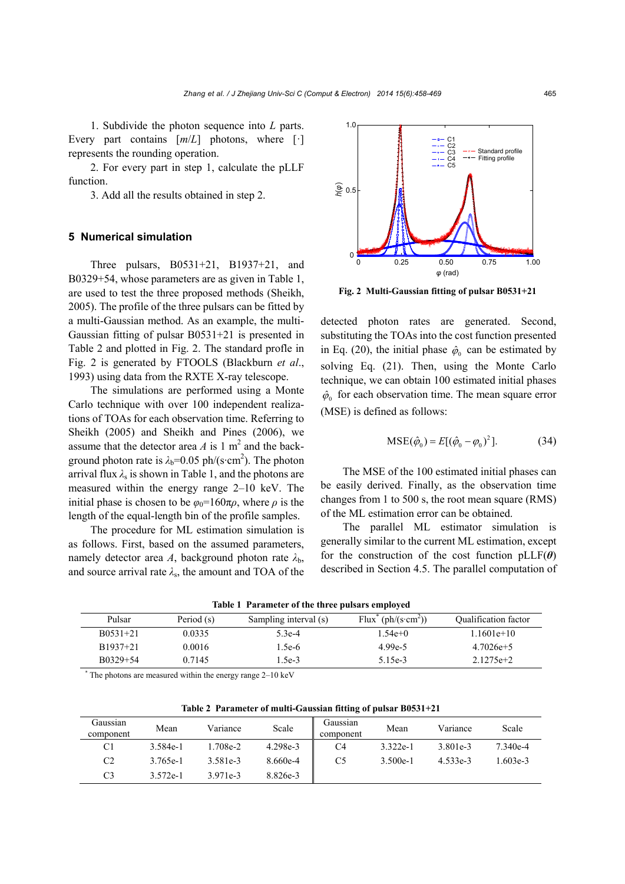1. Subdivide the photon sequence into $L$ parts. Every part contains $[m/L]$ photons, where $[\cdot]$ represents the rounding operation.

2. For every part in step 1, calculate the pLLF function.

3. Add all the results obtained in step 2.

## 5 Numerical simulation

Three pulsars, B0531+21, B1937+21, and B0329+54, whose parameters are as given in Table 1, are used to test the three proposed methods (Sheikh, 2005). The profile of the three pulsars can be fitted by a multi-Gaussian method. As an example, the multi-Gaussian fitting of pulsar B0531+21 is presented in Table 2 and plotted in Fig. 2. The standard profle in Fig. 2 is generated by FTOOLS (Blackburn *et al.*, 1993) using data from the RXTE X-ray telescope.

The simulations are performed using a Monte Carlo technique with over 100 independent realizations of TOAs for each observation time. Referring to Sheikh (2005) and Sheikh and Pines (2006), we assume that the detector area $A$ is 1 m$^2$ and the background photon rate is $\lambda_b$=0.05 ph/(s·cm$^2$). The photon arrival flux $\lambda_s$ is shown in Table 1, and the photons are measured within the energy range 2–10 keV. The initial phase is chosen to be $\varphi_0$=160π$\rho$, where $\rho$ is the length of the equal-length bin of the profile samples.

The procedure for ML estimation simulation is as follows. First, based on the assumed parameters, namely detector area $A$, background photon rate $\lambda_b$, and source arrival rate $\lambda_s$, the amount and TOA of the detected photon rates are generated. Second, substituting the TOAs into the cost function presented in Eq. (20), the initial phase $\hat{\varphi}_0$ can be estimated by solving Eq. (21). Then, using the Monte Carlo technique, we can obtain 100 estimated initial phases $\hat{\varphi}_0$ for each observation time. The mean square error (MSE) is defined as follows:

$$\mathrm{MSE}(\hat{\varphi}_0) = E[(\hat{\varphi}_0 - \varphi_0)^2]. \tag{34}$$

The MSE of the 100 estimated initial phases can be easily derived. Finally, as the observation time changes from 1 to 500 s, the root mean square (RMS) of the ML estimation error can be obtained.

The parallel ML estimator simulation is generally similar to the current ML estimation, except for the construction of the cost function pLLF($\boldsymbol{\theta}$) described in Section 4.5. The parallel computation of

**Fig. 2 Multi-Gaussian fitting of pulsar B0531+21**

**Table 1 Parameter of the three pulsars employed**

| Pulsar | Period (s) | Sampling interval (s) | Flux* (ph/(s·cm$^2$)) | Qualification factor |
|---|---|---|---|---|
| B0531+21 | 0.0335 | 5.3e-4 | 1.54e+0 | 1.1601e+10 |
| B1937+21 | 0.0016 | 1.5e-6 | 4.99e-5 | 4.7026e+5 |
| B0329+54 | 0.7145 | 1.5e-3 | 5.15e-3 | 2.1275e+2 |

* The photons are measured within the energy range 2–10 keV

**Table 2 Parameter of multi-Gaussian fitting of pulsar B0531+21**

| Gaussian component | Mean | Variance | Scale | Gaussian component | Mean | Variance | Scale |
|---|---|---|---|---|---|---|---|
| C1 | 3.584e-1 | 1.708e-2 | 4.298e-3 | C4 | 3.322e-1 | 3.801e-3 | 7.340e-4 |
| C2 | 3.765e-1 | 3.581e-3 | 8.660e-4 | C5 | 3.500e-1 | 4.533e-3 | 1.603e-3 |
| C3 | 3.572e-1 | 3.971e-3 | 8.826e-3 | | | | |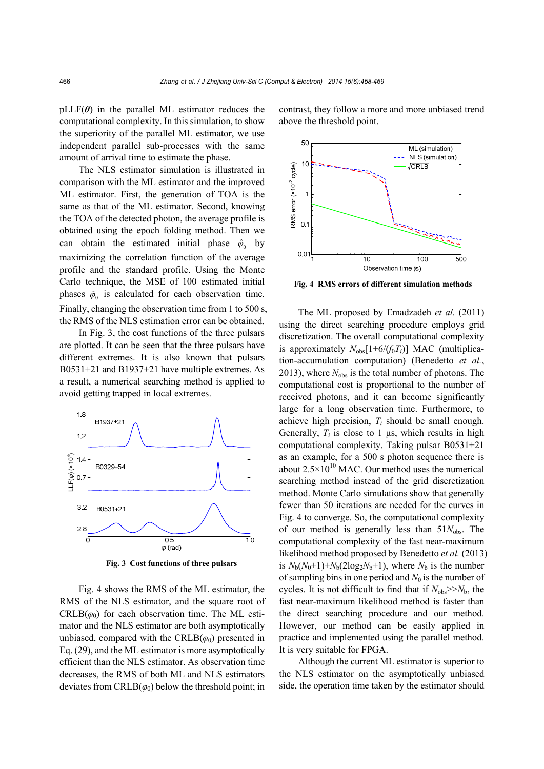pLLF($\boldsymbol{\theta}$) in the parallel ML estimator reduces the computational complexity. In this simulation, to show the superiority of the parallel ML estimator, we use independent parallel sub-processes with the same amount of arrival time to estimate the phase.

The NLS estimator simulation is illustrated in comparison with the ML estimator and the improved ML estimator. First, the generation of TOA is the same as that of the ML estimator. Second, knowing the TOA of the detected photon, the average profile is obtained using the epoch folding method. Then we can obtain the estimated initial phase $\hat{\varphi}_0$ by maximizing the correlation function of the average profile and the standard profile. Using the Monte Carlo technique, the MSE of 100 estimated initial phases $\hat{\varphi}_0$ is calculated for each observation time. Finally, changing the observation time from 1 to 500 s, the RMS of the NLS estimation error can be obtained.

In Fig. 3, the cost functions of the three pulsars are plotted. It can be seen that the three pulsars have different extremes. It is also known that pulsars B0531+21 and B1937+21 have multiple extremes. As a result, a numerical searching method is applied to avoid getting trapped in local extremes.

**Fig. 3 Cost functions of three pulsars**

Fig. 4 shows the RMS of the ML estimator, the RMS of the NLS estimator, and the square root of CRLB($\varphi_0$) for each observation time. The ML estimator and the NLS estimator are both asymptotically unbiased, compared with the CRLB($\varphi_0$) presented in Eq. (29), and the ML estimator is more asymptotically efficient than the NLS estimator. As observation time decreases, the RMS of both ML and NLS estimators deviates from CRLB($\varphi_0$) below the threshold point; in contrast, they follow a more and more unbiased trend above the threshold point.

**Fig. 4 RMS errors of different simulation methods**

The ML proposed by Emadzadeh *et al.* (2011) using the direct searching procedure employs grid discretization. The overall computational complexity is approximately $N_{\text{obs}}[1+6/(f_0T_i)]$ MAC (multiplication-accumulation computation) (Benedetto *et al.*, 2013), where $N_{\text{obs}}$ is the total number of photons. The computational cost is proportional to the number of received photons, and it can become significantly large for a long observation time. Furthermore, to achieve high precision, $T_i$ should be small enough. Generally, $T_i$ is close to 1 μs, which results in high computational complexity. Taking pulsar B0531+21 as an example, for a 500 s photon sequence there is about $2.5\times10^{10}$ MAC. Our method uses the numerical searching method instead of the grid discretization method. Monte Carlo simulations show that generally fewer than 50 iterations are needed for the curves in Fig. 4 to converge. So, the computational complexity of our method is generally less than $51N_{\text{obs}}$. The computational complexity of the fast near-maximum likelihood method proposed by Benedetto *et al.* (2013) is $N_{\text{b}}(N_0+1)+N_{\text{b}}(2\log_2N_{\text{b}}+1)$, where $N_{\text{b}}$ is the number of sampling bins in one period and $N_0$ is the number of cycles. It is not difficult to find that if $N_{\text{obs}}>>N_{\text{b}}$, the fast near-maximum likelihood method is faster than the direct searching procedure and our method. However, our method can be easily applied in practice and implemented using the parallel method. It is very suitable for FPGA.

Although the current ML estimator is superior to the NLS estimator on the asymptotically unbiased side, the operation time taken by the estimator should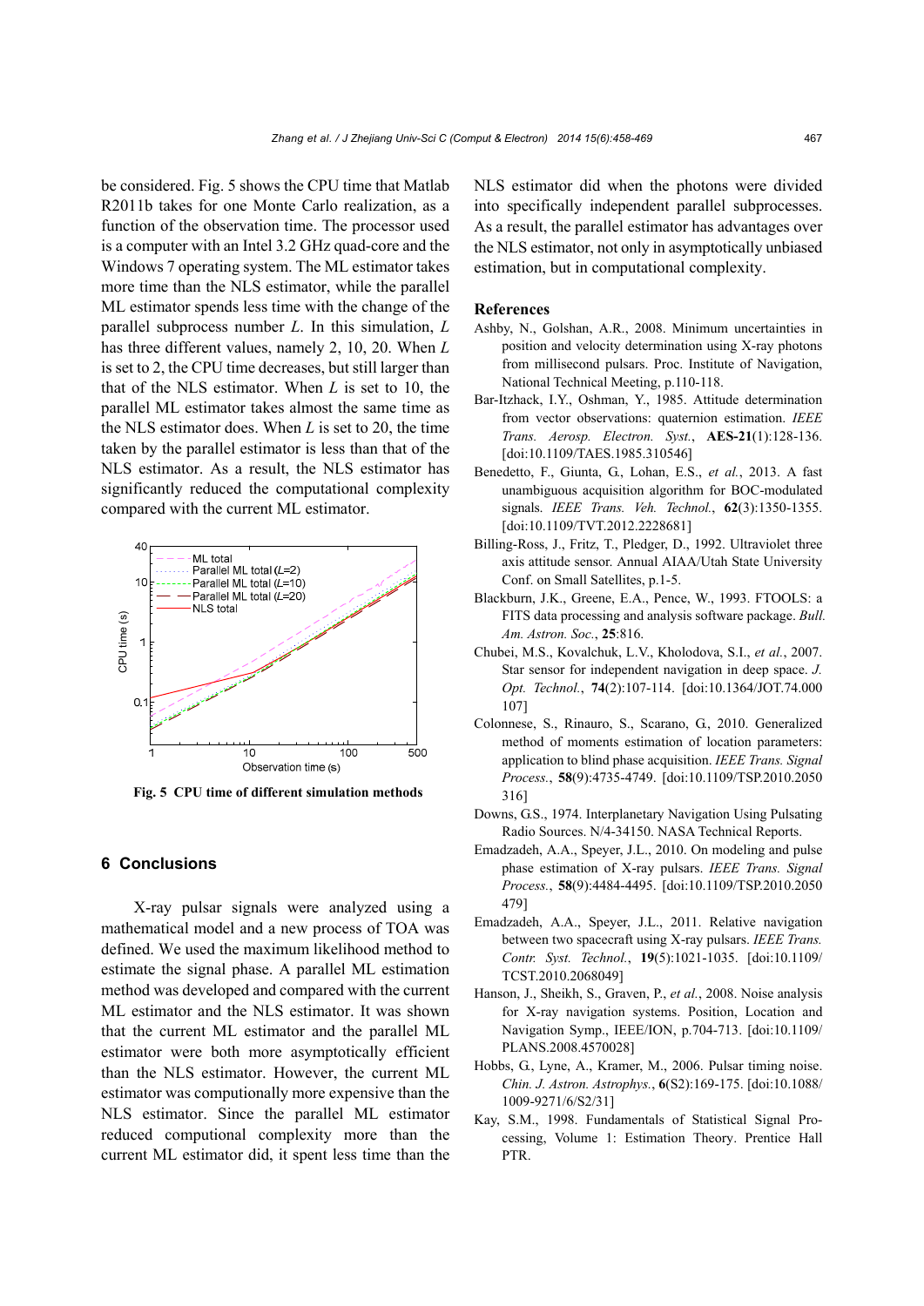be considered. Fig. 5 shows the CPU time that Matlab R2011b takes for one Monte Carlo realization, as a function of the observation time. The processor used is a computer with an Intel 3.2 GHz quad-core and the Windows 7 operating system. The ML estimator takes more time than the NLS estimator, while the parallel ML estimator spends less time with the change of the parallel subprocess number $L$. In this simulation, $L$ has three different values, namely 2, 10, 20. When $L$ is set to 2, the CPU time decreases, but still larger than that of the NLS estimator. When $L$ is set to 10, the parallel ML estimator takes almost the same time as the NLS estimator does. When $L$ is set to 20, the time taken by the parallel estimator is less than that of the NLS estimator. As a result, the NLS estimator has significantly reduced the computational complexity compared with the current ML estimator.

**Fig. 5 CPU time of different simulation methods**

## 6 Conclusions

X-ray pulsar signals were analyzed using a mathematical model and a new process of TOA was defined. We used the maximum likelihood method to estimate the signal phase. A parallel ML estimation method was developed and compared with the current ML estimator and the NLS estimator. It was shown that the current ML estimator and the parallel ML estimator were both more asymptotically efficient than the NLS estimator. However, the current ML estimator was computionally more expensive than the NLS estimator. Since the parallel ML estimator reduced computional complexity more than the current ML estimator did, it spent less time than the NLS estimator did when the photons were divided into specifically independent parallel subprocesses. As a result, the parallel estimator has advantages over the NLS estimator, not only in asymptotically unbiased estimation, but in computational complexity.

## References

Ashby, N., Golshan, A.R., 2008. Minimum uncertainties in position and velocity determination using X-ray photons from millisecond pulsars. Proc. Institute of Navigation, National Technical Meeting, p.110-118.

Bar-Itzhack, I.Y., Oshman, Y., 1985. Attitude determination from vector observations: quaternion estimation. *IEEE Trans. Aerosp. Electron. Syst.*, **AES-21**(1):128-136. [doi:10.1109/TAES.1985.310546]

Benedetto, F., Giunta, G., Lohan, E.S., *et al.*, 2013. A fast unambiguous acquisition algorithm for BOC-modulated signals. *IEEE Trans. Veh. Technol.*, **62**(3):1350-1355. [doi:10.1109/TVT.2012.2228681]

Billing-Ross, J., Fritz, T., Pledger, D., 1992. Ultraviolet three axis attitude sensor. Annual AIAA/Utah State University Conf. on Small Satellites, p.1-5.

Blackburn, J.K., Greene, E.A., Pence, W., 1993. FTOOLS: a FITS data processing and analysis software package. *Bull. Am. Astron. Soc.*, **25**:816.

Chubei, M.S., Kovalchuk, L.V., Kholodova, S.I., *et al.*, 2007. Star sensor for independent navigation in deep space. *J. Opt. Technol.*, **74**(2):107-114. [doi:10.1364/JOT.74.000107]

Colonnese, S., Rinauro, S., Scarano, G., 2010. Generalized method of moments estimation of location parameters: application to blind phase acquisition. *IEEE Trans. Signal Process.*, **58**(9):4735-4749. [doi:10.1109/TSP.2010.2050316]

Downs, G.S., 1974. Interplanetary Navigation Using Pulsating Radio Sources. N/4-34150. NASA Technical Reports.

Emadzadeh, A.A., Speyer, J.L., 2010. On modeling and pulse phase estimation of X-ray pulsars. *IEEE Trans. Signal Process.*, **58**(9):4484-4495. [doi:10.1109/TSP.2010.2050479]

Emadzadeh, A.A., Speyer, J.L., 2011. Relative navigation between two spacecraft using X-ray pulsars. *IEEE Trans. Contr. Syst. Technol.*, **19**(5):1021-1035. [doi:10.1109/TCST.2010.2068049]

Hanson, J., Sheikh, S., Graven, P., *et al.*, 2008. Noise analysis for X-ray navigation systems. Position, Location and Navigation Symp., IEEE/ION, p.704-713. [doi:10.1109/PLANS.2008.4570028]

Hobbs, G., Lyne, A., Kramer, M., 2006. Pulsar timing noise. *Chin. J. Astron. Astrophys.*, **6**(S2):169-175. [doi:10.1088/1009-9271/6/S2/31]

Kay, S.M., 1998. Fundamentals of Statistical Signal Processing, Volume 1: Estimation Theory. Prentice Hall PTR.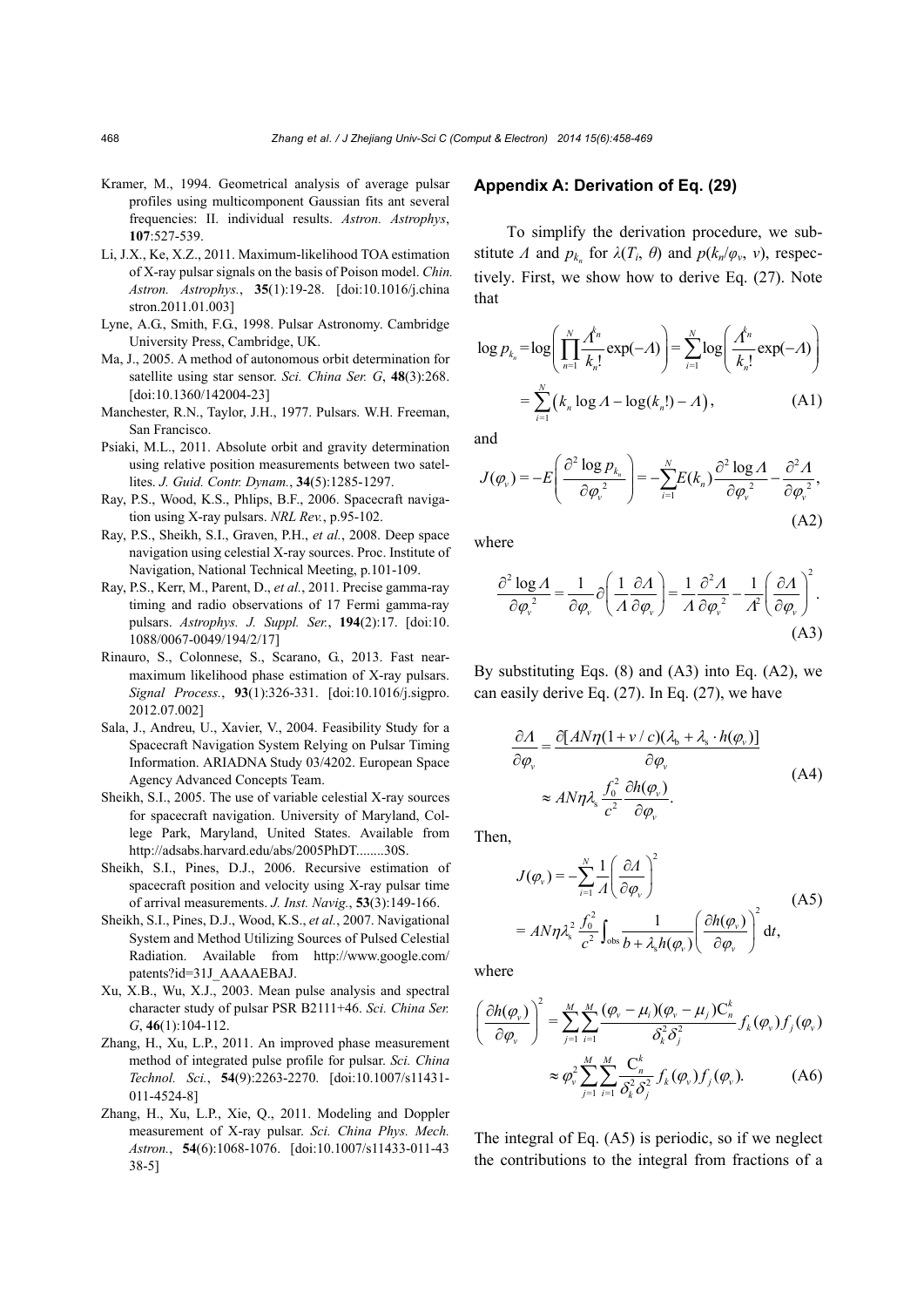Kramer, M., 1994. Geometrical analysis of average pulsar profiles using multicomponent Gaussian fits ant several frequencies: II. individual results. *Astron. Astrophys*, **107**:527-539.

Li, J.X., Ke, X.Z., 2011. Maximum-likelihood TOA estimation of X-ray pulsar signals on the basis of Poison model. *Chin. Astron. Astrophys.*, **35**(1):19-28. [doi:10.1016/j.chinastron.2011.01.003]

Lyne, A.G., Smith, F.G., 1998. Pulsar Astronomy. Cambridge University Press, Cambridge, UK.

Ma, J., 2005. A method of autonomous orbit determination for satellite using star sensor. *Sci. China Ser. G*, **48**(3):268. [doi:10.1360/142004-23]

Manchester, R.N., Taylor, J.H., 1977. Pulsars. W.H. Freeman, San Francisco.

Psiaki, M.L., 2011. Absolute orbit and gravity determination using relative position measurements between two satellites. *J. Guid. Contr. Dynam.*, **34**(5):1285-1297.

Ray, P.S., Wood, K.S., Phlips, B.F., 2006. Spacecraft navigation using X-ray pulsars. *NRL Rev.*, p.95-102.

Ray, P.S., Sheikh, S.I., Graven, P.H., *et al.*, 2008. Deep space navigation using celestial X-ray sources. Proc. Institute of Navigation, National Technical Meeting, p.101-109.

Ray, P.S., Kerr, M., Parent, D., *et al.*, 2011. Precise gamma-ray timing and radio observations of 17 Fermi gamma-ray pulsars. *Astrophys. J. Suppl. Ser.*, **194**(2):17. [doi:10.1088/0067-0049/194/2/17]

Rinauro, S., Colonnese, S., Scarano, G., 2013. Fast near-maximum likelihood phase estimation of X-ray pulsars. *Signal Process.*, **93**(1):326-331. [doi:10.1016/j.sigpro.2012.07.002]

Sala, J., Andreu, U., Xavier, V., 2004. Feasibility Study for a Spacecraft Navigation System Relying on Pulsar Timing Information. ARIADNA Study 03/4202. European Space Agency Advanced Concepts Team.

Sheikh, S.I., 2005. The use of variable celestial X-ray sources for spacecraft navigation. University of Maryland, College Park, Maryland, United States. Available from http://adsabs.harvard.edu/abs/2005PhDT........30S.

Sheikh, S.I., Pines, D.J., 2006. Recursive estimation of spacecraft position and velocity using X-ray pulsar time of arrival measurements. *J. Inst. Navig.*, **53**(3):149-166.

Sheikh, S.I., Pines, D.J., Wood, K.S., *et al.*, 2007. Navigational System and Method Utilizing Sources of Pulsed Celestial Radiation. Available from http://www.google.com/patents?id=31J_AAAAEBAJ.

Xu, X.B., Wu, X.J., 2003. Mean pulse analysis and spectral character study of pulsar PSR B2111+46. *Sci. China Ser. G*, **46**(1):104-112.

Zhang, H., Xu, L.P., 2011. An improved phase measurement method of integrated pulse profile for pulsar. *Sci. China Technol. Sci.*, **54**(9):2263-2270. [doi:10.1007/s11431-011-4524-8]

Zhang, H., Xu, L.P., Xie, Q., 2011. Modeling and Doppler measurement of X-ray pulsar. *Sci. China Phys. Mech. Astron.*, **54**(6):1068-1076. [doi:10.1007/s11433-011-4338-5]

## Appendix A: Derivation of Eq. (29)

To simplify the derivation procedure, we substitute $\Lambda$ and $p_{k_n}$ for $\lambda(T_i, \theta)$ and $p(k_n/\varphi_v, v)$, respectively. First, we show how to derive Eq. (27). Note that

$$\log p_{k_n} = \log\left(\prod_{n=1}^{N} \frac{\Lambda^{k_n}}{k_n!}\exp(-\Lambda)\right) = \sum_{i=1}^{N} \log\left(\frac{\Lambda^{k_n}}{k_n!}\exp(-\Lambda)\right)$$
$$= \sum_{i=1}^{N}\left(k_n \log \Lambda - \log(k_n!) - \Lambda\right), \tag{A1}$$

and

$$J(\varphi_v) = -E\left(\frac{\partial^2 \log p_{k_n}}{\partial {\varphi_v}^2}\right) = -\sum_{i=1}^{N} E(k_n)\frac{\partial^2 \log \Lambda}{\partial {\varphi_v}^2} - \frac{\partial^2 \Lambda}{\partial {\varphi_v}^2}, \tag{A2}$$

where

$$\frac{\partial^2 \log \Lambda}{\partial {\varphi_v}^2} = \frac{1}{\partial \varphi_v}\partial\left(\frac{1}{\Lambda}\frac{\partial \Lambda}{\partial \varphi_v}\right) = \frac{1}{\Lambda}\frac{\partial^2 \Lambda}{\partial {\varphi_v}^2} - \frac{1}{\Lambda^2}\left(\frac{\partial \Lambda}{\partial \varphi_v}\right)^2. \tag{A3}$$

By substituting Eqs. (8) and (A3) into Eq. (A2), we can easily derive Eq. (27). In Eq. (27), we have

$$\frac{\partial \Lambda}{\partial \varphi_v} = \frac{\partial[AN\eta(1+v/c)(\lambda_b + \lambda_s \cdot h(\varphi_v)]}{\partial \varphi_v}$$
$$\approx AN\eta\lambda_s \frac{f_0^2}{c^2}\frac{\partial h(\varphi_v)}{\partial \varphi_v}. \tag{A4}$$

Then,

$$J(\varphi_v) = -\sum_{i=1}^{N}\frac{1}{\Lambda}\left(\frac{\partial \Lambda}{\partial \varphi_v}\right)^2$$
$$= AN\eta\lambda_s^2 \frac{f_0^2}{c^2}\int_{\text{obs}} \frac{1}{b+\lambda_s h(\varphi_v)}\left(\frac{\partial h(\varphi_v)}{\partial \varphi_v}\right)^2 \mathrm{d}t, \tag{A5}$$

where

$$\left(\frac{\partial h(\varphi_v)}{\partial \varphi_v}\right)^2 = \sum_{j=1}^{M}\sum_{i=1}^{M}\frac{(\varphi_v - \mu_i)(\varphi_v - \mu_j)\mathrm{C}_n^k}{\delta_k^2 \delta_j^2} f_k(\varphi_v) f_j(\varphi_v)$$
$$\approx \varphi_v^2 \sum_{j=1}^{M}\sum_{i=1}^{M}\frac{\mathrm{C}_n^k}{\delta_k^2 \delta_j^2} f_k(\varphi_v) f_j(\varphi_v). \tag{A6}$$

The integral of Eq. (A5) is periodic, so if we neglect the contributions to the integral from fractions of a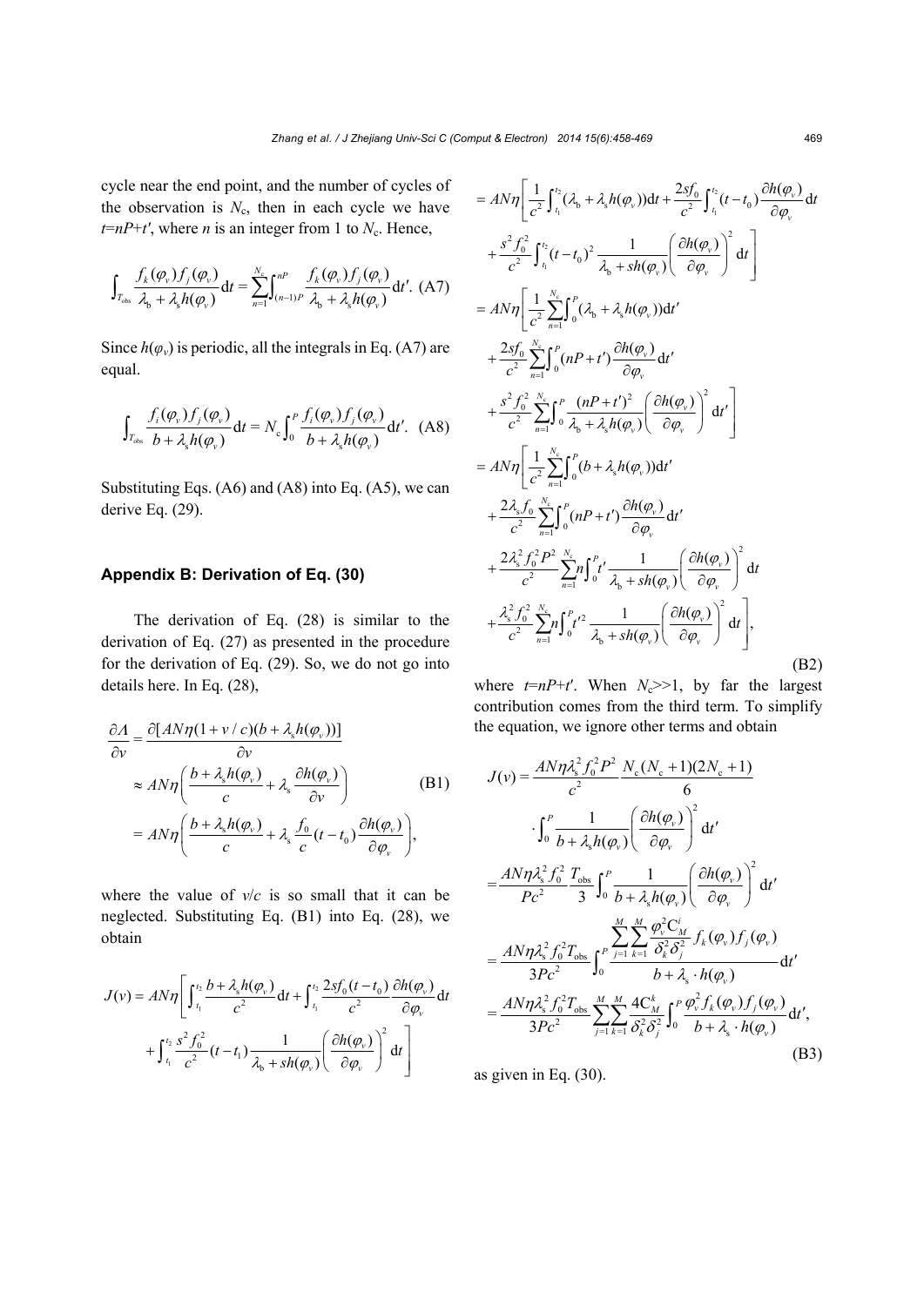cycle near the end point, and the number of cycles of the observation is $N_c$, then in each cycle we have $t=nP+t'$, where $n$ is an integer from 1 to $N_c$. Hence,

$$\int_{T_{\text{obs}}} \frac{f_k(\varphi_v) f_j(\varphi_v)}{\lambda_b + \lambda_s h(\varphi_v)} \mathrm{d}t = \sum_{n=1}^{N_c} \int_{(n-1)P}^{nP} \frac{f_k(\varphi_v) f_j(\varphi_v)}{\lambda_b + \lambda_s h(\varphi_v)} \mathrm{d}t'. \quad \text{(A7)}$$

Since $h(\varphi_v)$ is periodic, all the integrals in Eq. (A7) are equal.

$$\int_{T_{\text{obs}}} \frac{f_i(\varphi_v) f_j(\varphi_v)}{b + \lambda_s h(\varphi_v)} \mathrm{d}t = N_c \int_0^P \frac{f_i(\varphi_v) f_j(\varphi_v)}{b + \lambda_s h(\varphi_v)} \mathrm{d}t'. \quad \text{(A8)}$$

Substituting Eqs. (A6) and (A8) into Eq. (A5), we can derive Eq. (29).

## Appendix B: Derivation of Eq. (30)

The derivation of Eq. (28) is similar to the derivation of Eq. (27) as presented in the procedure for the derivation of Eq. (29). So, we do not go into details here. In Eq. (28),

$$\begin{aligned} \frac{\partial \Lambda}{\partial v} &= \frac{\partial [AN\eta(1+v/c)(b+\lambda_s h(\varphi_v))]}{\partial v} \\ &\approx AN\eta \left( \frac{b+\lambda_s h(\varphi_v)}{c} + \lambda_s \frac{\partial h(\varphi_v)}{\partial v} \right) \\ &= AN\eta \left( \frac{b+\lambda_s h(\varphi_v)}{c} + \lambda_s \frac{f_0}{c}(t-t_0) \frac{\partial h(\varphi_v)}{\partial \varphi_v} \right), \end{aligned} \quad \text{(B1)}$$

where the value of $v/c$ is so small that it can be neglected. Substituting Eq. (B1) into Eq. (28), we obtain

$$\begin{aligned} J(v) &= AN\eta \left[ \int_{t_1}^{t_2} \frac{b+\lambda_s h(\varphi_v)}{c^2} \mathrm{d}t + \int_{t_1}^{t_2} \frac{2sf_0(t-t_0)}{c^2} \frac{\partial h(\varphi_v)}{\partial \varphi_v} \mathrm{d}t \right. \\ &\quad \left. + \int_{t_1}^{t_2} \frac{s^2 f_0^2}{c^2}(t-t_1) \frac{1}{\lambda_b + sh(\varphi_v)} \left( \frac{\partial h(\varphi_v)}{\partial \varphi_v} \right)^2 \mathrm{d}t \right] \\ &= AN\eta \left[ \frac{1}{c^2} \int_{t_1}^{t_2} (\lambda_b + \lambda_s h(\varphi_v)) \mathrm{d}t + \frac{2sf_0}{c^2} \int_{t_1}^{t_2} (t-t_0) \frac{\partial h(\varphi_v)}{\partial \varphi_v} \mathrm{d}t \right. \\ &\quad \left. + \frac{s^2 f_0^2}{c^2} \int_{t_1}^{t_2} (t-t_0)^2 \frac{1}{\lambda_b + sh(\varphi_v)} \left( \frac{\partial h(\varphi_v)}{\partial \varphi_v} \right)^2 \mathrm{d}t \right] \\ &= AN\eta \left[ \frac{1}{c^2} \sum_{n=1}^{N_c} \int_0^P (\lambda_b + \lambda_s h(\varphi_v)) \mathrm{d}t' \right. \\ &\quad + \frac{2sf_0}{c^2} \sum_{n=1}^{N_c} \int_0^P (nP+t') \frac{\partial h(\varphi_v)}{\partial \varphi_v} \mathrm{d}t' \\ &\quad \left. + \frac{s^2 f_0^2}{c^2} \sum_{n=1}^{N_c} \int_0^P \frac{(nP+t')^2}{\lambda_b + \lambda_s h(\varphi_v)} \left( \frac{\partial h(\varphi_v)}{\partial \varphi_v} \right)^2 \mathrm{d}t' \right] \\ &= AN\eta \left[ \frac{1}{c^2} \sum_{n=1}^{N_c} \int_0^P (b + \lambda_s h(\varphi_v)) \mathrm{d}t' \right. \\ &\quad + \frac{2\lambda_s f_0}{c^2} \sum_{n=1}^{N_c} \int_0^P (nP+t') \frac{\partial h(\varphi_v)}{\partial \varphi_v} \mathrm{d}t' \\ &\quad + \frac{2\lambda_s^2 f_0^2 P^2}{c^2} \sum_{n=1}^{N_c} n \int_0^P t' \frac{1}{\lambda_b + sh(\varphi_v)} \left( \frac{\partial h(\varphi_v)}{\partial \varphi_v} \right)^2 \mathrm{d}t \\ &\quad \left. + \frac{\lambda_s^2 f_0^2}{c^2} \sum_{n=1}^{N_c} n \int_0^P t'^2 \frac{1}{\lambda_b + sh(\varphi_v)} \left( \frac{\partial h(\varphi_v)}{\partial \varphi_v} \right)^2 \mathrm{d}t \right], \end{aligned} \quad \text{(B2)}$$

where $t=nP+t'$. When $N_c \gg 1$, by far the largest contribution comes from the third term. To simplify the equation, we ignore other terms and obtain

$$\begin{aligned} J(v) &= \frac{AN\eta\lambda_s^2 f_0^2 P^2}{c^2} \frac{N_c(N_c+1)(2N_c+1)}{6} \\ &\quad \cdot \int_0^P \frac{1}{b+\lambda_s h(\varphi_v)} \left( \frac{\partial h(\varphi_v)}{\partial \varphi_v} \right)^2 \mathrm{d}t' \\ &= \frac{AN\eta\lambda_s^2 f_0^2}{Pc^2} \frac{T_{\text{obs}}}{3} \int_0^P \frac{1}{b+\lambda_s h(\varphi_v)} \left( \frac{\partial h(\varphi_v)}{\partial \varphi_v} \right)^2 \mathrm{d}t' \\ &= \frac{AN\eta\lambda_s^2 f_0^2 T_{\text{obs}}}{3Pc^2} \int_0^P \frac{\sum_{j=1}^M \sum_{k=1}^M \frac{\varphi_v^2 \mathrm{C}_M^i}{\delta_k^2 \delta_j^2} f_k(\varphi_v) f_j(\varphi_v)}{b + \lambda_s \cdot h(\varphi_v)} \mathrm{d}t' \\ &= \frac{AN\eta\lambda_s^2 f_0^2 T_{\text{obs}}}{3Pc^2} \sum_{j=1}^M \sum_{k=1}^M \frac{4\mathrm{C}_M^k}{\delta_k^2 \delta_j^2} \int_0^P \frac{\varphi_v^2 f_k(\varphi_v) f_j(\varphi_v)}{b + \lambda_s \cdot h(\varphi_v)} \mathrm{d}t', \end{aligned} \quad \text{(B3)}$$

as given in Eq. (30).